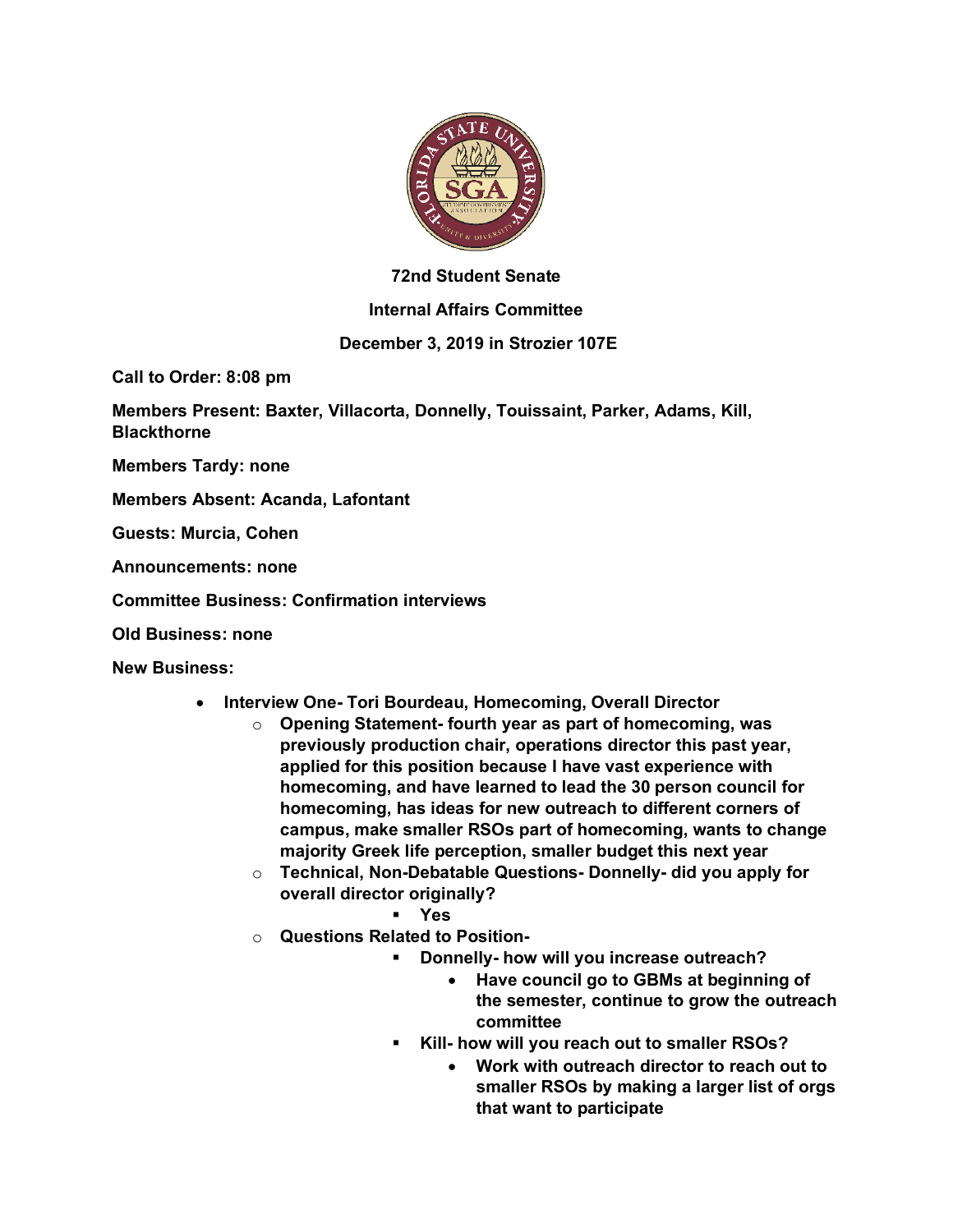**72nd Student Senate**

**Internal Affairs Committee**

**December 3, 2019 in Strozier 107E**

**Call to Order: 8:08 pm**

**Members Present: Baxter, Villacorta, Donnelly, Touissaint, Parker, Adams, Kill, Blackthorne**

**Members Tardy: none**

**Members Absent: Acanda, Lafontant**

**Guests: Murcia, Cohen**

**Announcements: none**

**Committee Business: Confirmation interviews**

**Old Business: none**

**New Business:**

- **Interview One- Tori Bourdeau, Homecoming, Overall Director**
    - **Opening Statement- fourth year as part of homecoming, was previously production chair, operations director this past year, applied for this position because I have vast experience with homecoming, and have learned to lead the 30 person council for homecoming, has ideas for new outreach to different corners of campus, make smaller RSOs part of homecoming, wants to change majority Greek life perception, smaller budget this next year**
    - **Technical, Non-Debatable Questions- Donnelly- did you apply for overall director originally?**
        - **Yes**
    - **Questions Related to Position-**
        - **Donnelly- how will you increase outreach?**
            - **Have council go to GBMs at beginning of the semester, continue to grow the outreach committee**
        - **Kill- how will you reach out to smaller RSOs?**
            - **Work with outreach director to reach out to smaller RSOs by making a larger list of orgs that want to participate**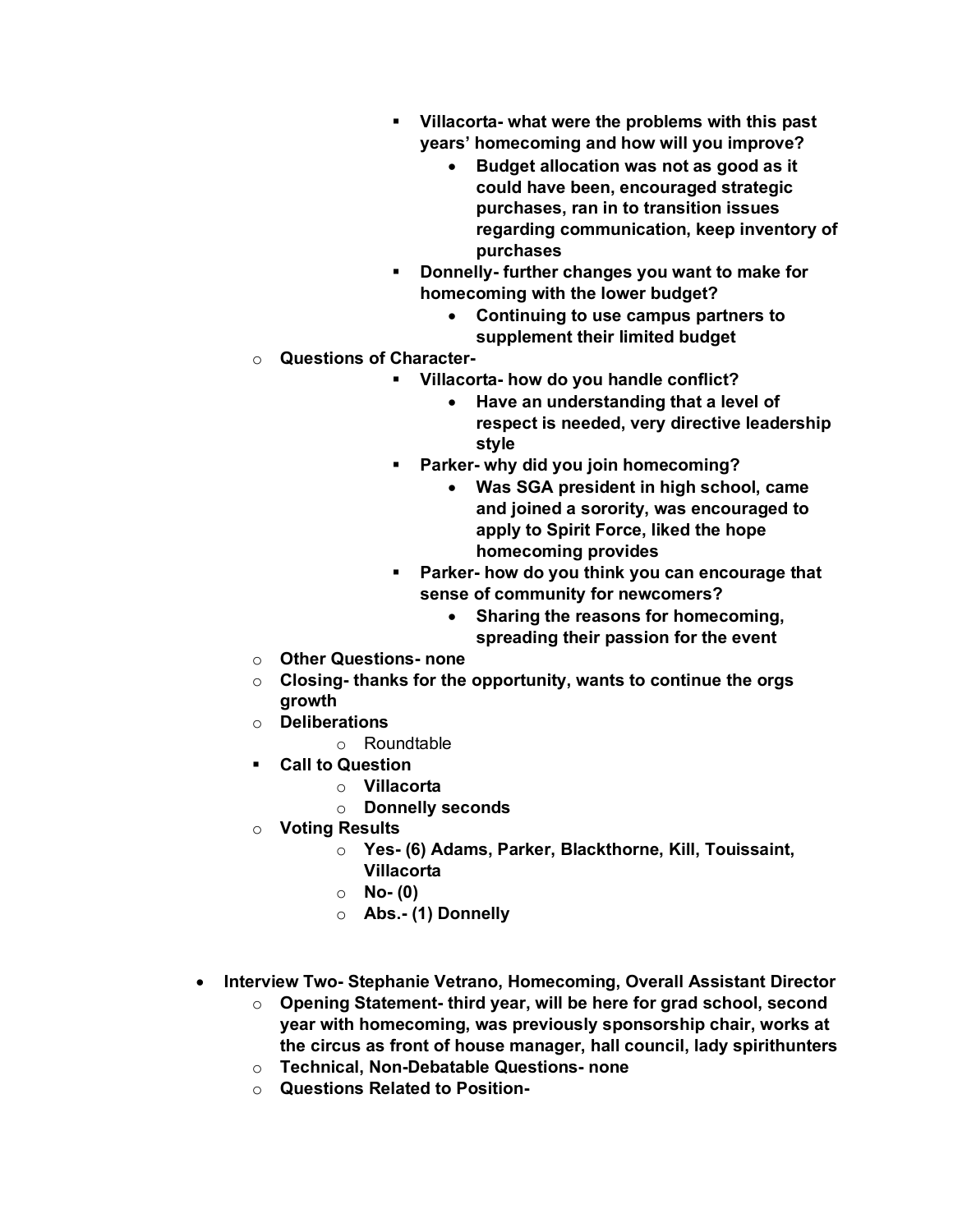- **Villacorta- what were the problems with this past years' homecoming and how will you improve?**
            - **Budget allocation was not as good as it could have been, encouraged strategic purchases, ran in to transition issues regarding communication, keep inventory of purchases**
        - **Donnelly- further changes you want to make for homecoming with the lower budget?**
            - **Continuing to use campus partners to supplement their limited budget**
    - **Questions of Character-**
        - **Villacorta- how do you handle conflict?**
            - **Have an understanding that a level of respect is needed, very directive leadership style**
        - **Parker- why did you join homecoming?**
            - **Was SGA president in high school, came and joined a sorority, was encouraged to apply to Spirit Force, liked the hope homecoming provides**
        - **Parker- how do you think you can encourage that sense of community for newcomers?**
            - **Sharing the reasons for homecoming, spreading their passion for the event**
    - **Other Questions- none**
    - **Closing- thanks for the opportunity, wants to continue the orgs growth**
    - **Deliberations**
        - Roundtable
    - **Call to Question**
        - **Villacorta**
        - **Donnelly seconds**
    - **Voting Results**
        - **Yes- (6) Adams, Parker, Blackthorne, Kill, Touissaint, Villacorta**
        - **No- (0)**
        - **Abs.- (1) Donnelly**

- **Interview Two- Stephanie Vetrano, Homecoming, Overall Assistant Director**
    - **Opening Statement- third year, will be here for grad school, second year with homecoming, was previously sponsorship chair, works at the circus as front of house manager, hall council, lady spirithunters**
    - **Technical, Non-Debatable Questions- none**
    - **Questions Related to Position-**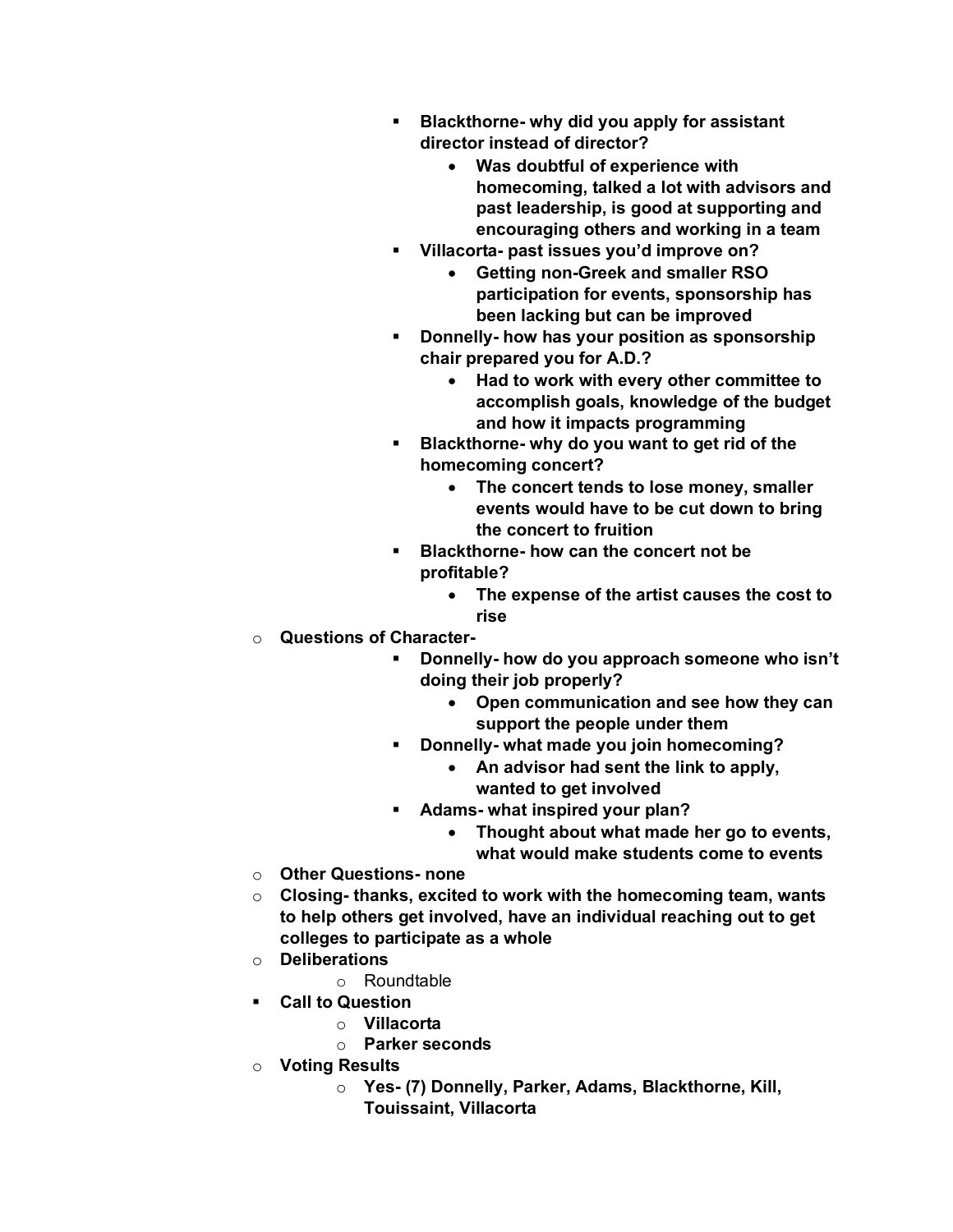- **Blackthorne- why did you apply for assistant director instead of director?**
    - **Was doubtful of experience with homecoming, talked a lot with advisors and past leadership, is good at supporting and encouraging others and working in a team**
- **Villacorta- past issues you'd improve on?**
    - **Getting non-Greek and smaller RSO participation for events, sponsorship has been lacking but can be improved**
- **Donnelly- how has your position as sponsorship chair prepared you for A.D.?**
    - **Had to work with every other committee to accomplish goals, knowledge of the budget and how it impacts programming**
- **Blackthorne- why do you want to get rid of the homecoming concert?**
    - **The concert tends to lose money, smaller events would have to be cut down to bring the concert to fruition**
- **Blackthorne- how can the concert not be profitable?**
    - **The expense of the artist causes the cost to rise**

- **Questions of Character-**
    - **Donnelly- how do you approach someone who isn't doing their job properly?**
        - **Open communication and see how they can support the people under them**
    - **Donnelly- what made you join homecoming?**
        - **An advisor had sent the link to apply, wanted to get involved**
    - **Adams- what inspired your plan?**
        - **Thought about what made her go to events, what would make students come to events**
- **Other Questions- none**
- **Closing- thanks, excited to work with the homecoming team, wants to help others get involved, have an individual reaching out to get colleges to participate as a whole**
- **Deliberations**
    - Roundtable
- **Call to Question**
    - **Villacorta**
    - **Parker seconds**
- **Voting Results**
    - **Yes- (7) Donnelly, Parker, Adams, Blackthorne, Kill, Touissaint, Villacorta**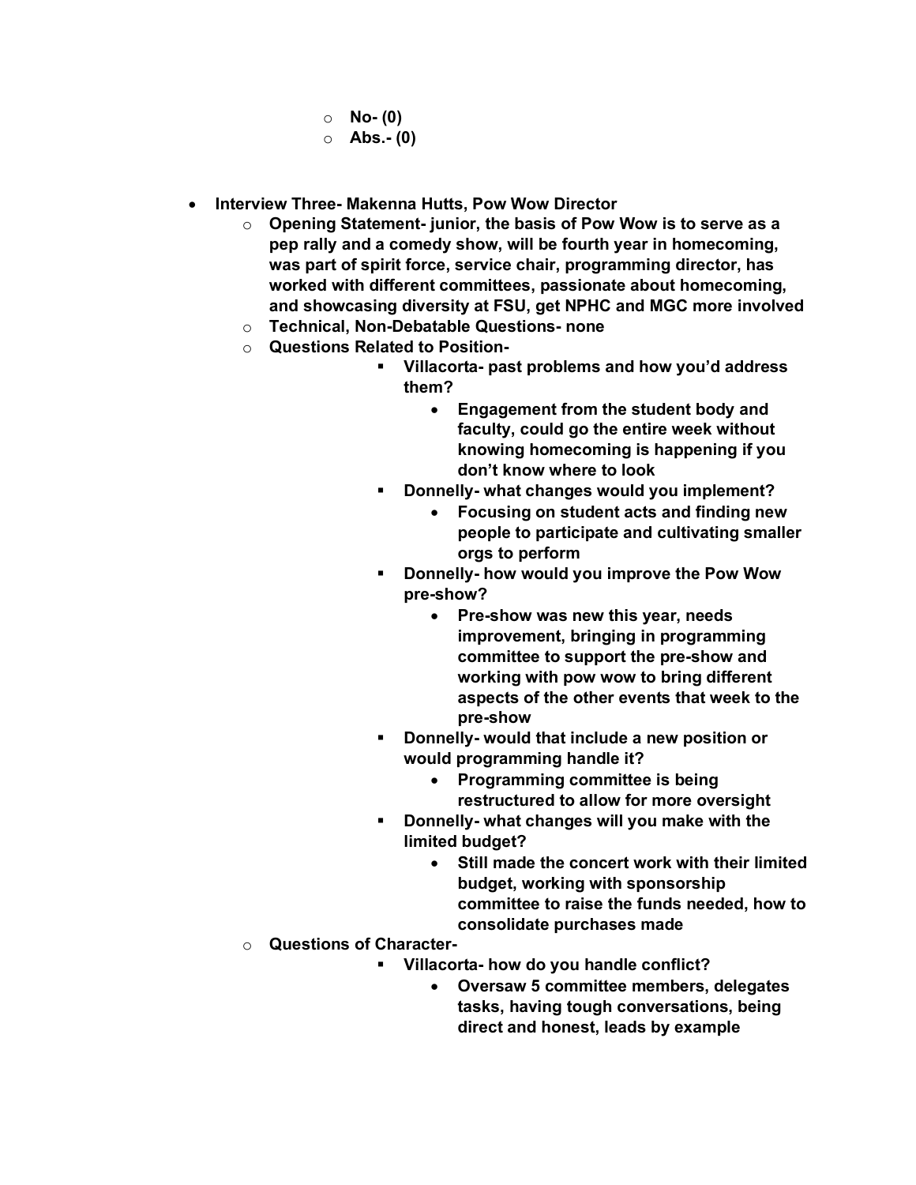- **No- (0)**
    - **Abs.- (0)**

- **Interview Three- Makenna Hutts, Pow Wow Director**
  - **Opening Statement- junior, the basis of Pow Wow is to serve as a pep rally and a comedy show, will be fourth year in homecoming, was part of spirit force, service chair, programming director, has worked with different committees, passionate about homecoming, and showcasing diversity at FSU, get NPHC and MGC more involved**
  - **Technical, Non-Debatable Questions- none**
  - **Questions Related to Position-**
    - **Villacorta- past problems and how you'd address them?**
      - **Engagement from the student body and faculty, could go the entire week without knowing homecoming is happening if you don't know where to look**
    - **Donnelly- what changes would you implement?**
      - **Focusing on student acts and finding new people to participate and cultivating smaller orgs to perform**
    - **Donnelly- how would you improve the Pow Wow pre-show?**
      - **Pre-show was new this year, needs improvement, bringing in programming committee to support the pre-show and working with pow wow to bring different aspects of the other events that week to the pre-show**
    - **Donnelly- would that include a new position or would programming handle it?**
      - **Programming committee is being restructured to allow for more oversight**
    - **Donnelly- what changes will you make with the limited budget?**
      - **Still made the concert work with their limited budget, working with sponsorship committee to raise the funds needed, how to consolidate purchases made**
  - **Questions of Character-**
    - **Villacorta- how do you handle conflict?**
      - **Oversaw 5 committee members, delegates tasks, having tough conversations, being direct and honest, leads by example**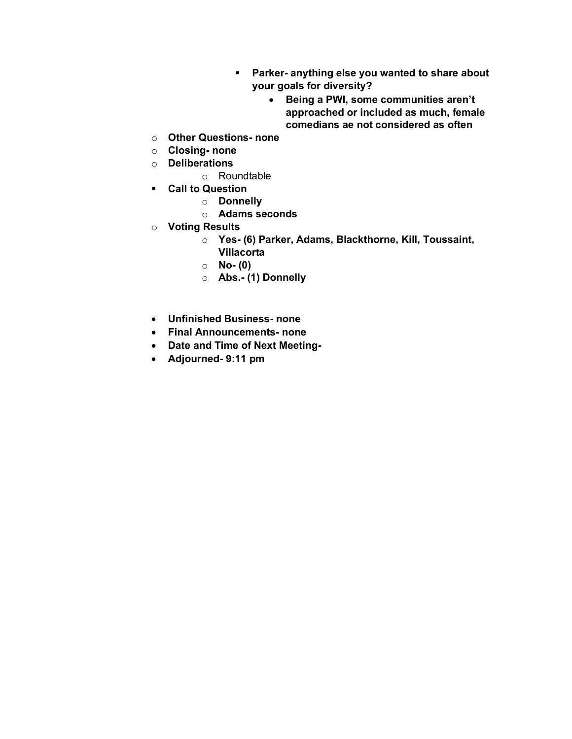- **Parker- anything else you wanted to share about your goals for diversity?**
  - **Being a PWI, some communities aren't approached or included as much, female comedians ae not considered as often**
- **Other Questions- none**
- **Closing- none**
- **Deliberations**
  - Roundtable
- **Call to Question**
  - **Donnelly**
  - **Adams seconds**
- **Voting Results**
  - **Yes- (6) Parker, Adams, Blackthorne, Kill, Toussaint, Villacorta**
  - **No- (0)**
  - **Abs.- (1) Donnelly**

- **Unfinished Business- none**
- **Final Announcements- none**
- **Date and Time of Next Meeting-**
- **Adjourned- 9:11 pm**